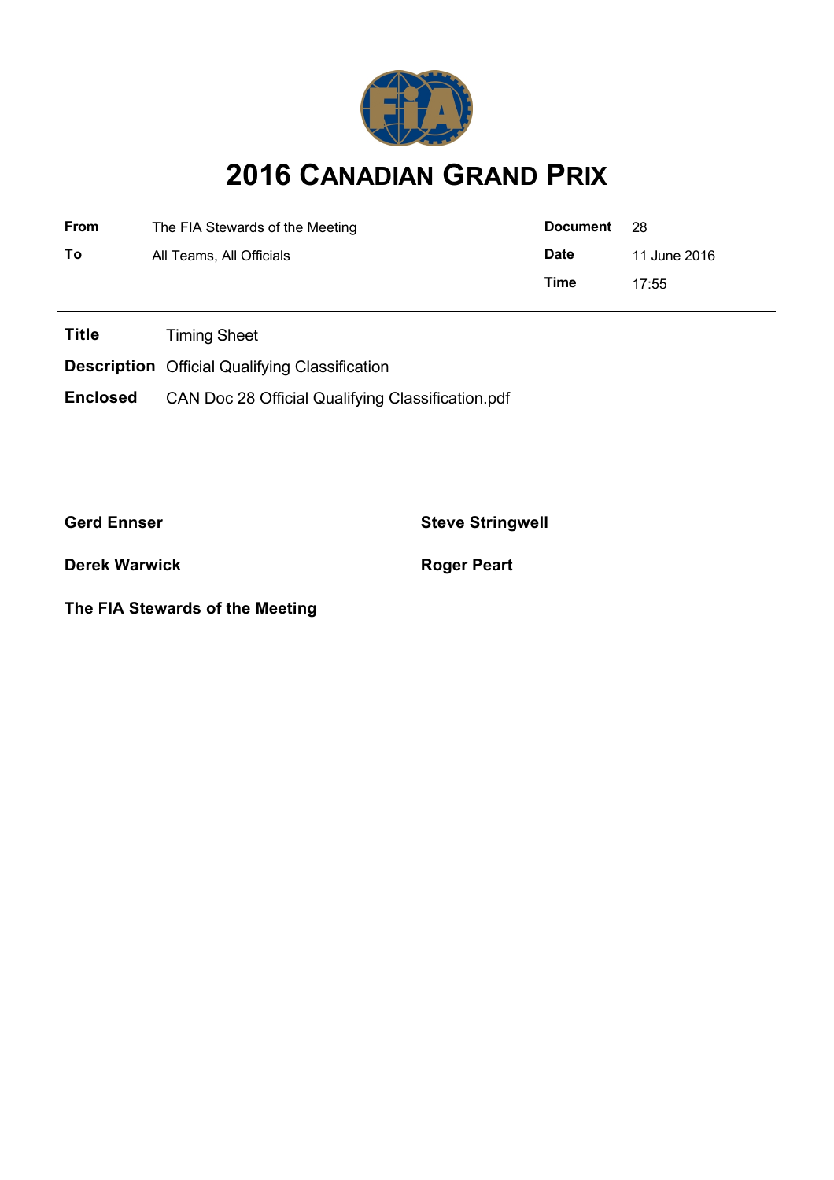# 2016 CANADIAN GRAND PRIX

| | | | |
|---|---|---|---|
| **From** | The FIA Stewards of the Meeting | **Document** | 28 |
| **To** | All Teams, All Officials | **Date** | 11 June 2016 |
| | | **Time** | 17:55 |

**Title** Timing Sheet

**Description** Official Qualifying Classification

**Enclosed** CAN Doc 28 Official Qualifying Classification.pdf

**Gerd Ennser** **Steve Stringwell**

**Derek Warwick** **Roger Peart**

**The FIA Stewards of the Meeting**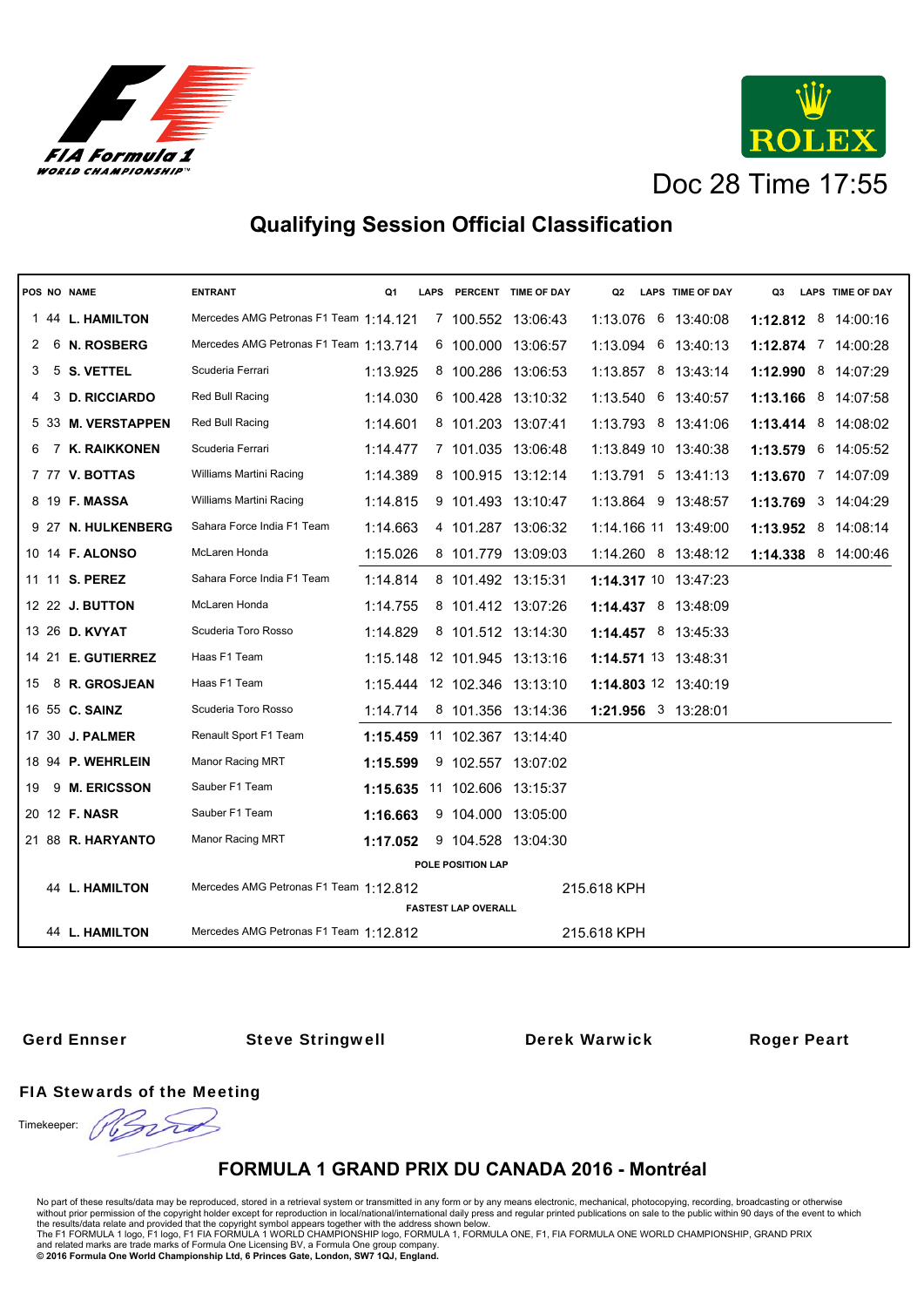Doc 28 Time 17:55

# Qualifying Session Official Classification

| POS | NO | NAME | ENTRANT | Q1 | LAPS | PERCENT | TIME OF DAY | Q2 | LAPS | TIME OF DAY | Q3 | LAPS | TIME OF DAY |
|---|---|---|---|---|---|---|---|---|---|---|---|---|---|
| 1 | 44 | **L. HAMILTON** | Mercedes AMG Petronas F1 Team | 1:14.121 | 7 | 100.552 | 13:06:43 | 1:13.076 | 6 | 13:40:08 | **1:12.812** | 8 | 14:00:16 |
| 2 | 6 | **N. ROSBERG** | Mercedes AMG Petronas F1 Team | 1:13.714 | 6 | 100.000 | 13:06:57 | 1:13.094 | 6 | 13:40:13 | **1:12.874** | 7 | 14:00:28 |
| 3 | 5 | **S. VETTEL** | Scuderia Ferrari | 1:13.925 | 8 | 100.286 | 13:06:53 | 1:13.857 | 8 | 13:43:14 | **1:12.990** | 8 | 14:07:29 |
| 4 | 3 | **D. RICCIARDO** | Red Bull Racing | 1:14.030 | 6 | 100.428 | 13:10:32 | 1:13.540 | 6 | 13:40:57 | **1:13.166** | 8 | 14:07:58 |
| 5 | 33 | **M. VERSTAPPEN** | Red Bull Racing | 1:14.601 | 8 | 101.203 | 13:07:41 | 1:13.793 | 8 | 13:41:06 | **1:13.414** | 8 | 14:08:02 |
| 6 | 7 | **K. RAIKKONEN** | Scuderia Ferrari | 1:14.477 | 7 | 101.035 | 13:06:48 | 1:13.849 | 10 | 13:40:38 | **1:13.579** | 6 | 14:05:52 |
| 7 | 77 | **V. BOTTAS** | Williams Martini Racing | 1:14.389 | 8 | 100.915 | 13:12:14 | 1:13.791 | 5 | 13:41:13 | **1:13.670** | 7 | 14:07:09 |
| 8 | 19 | **F. MASSA** | Williams Martini Racing | 1:14.815 | 9 | 101.493 | 13:10:47 | 1:13.864 | 9 | 13:48:57 | **1:13.769** | 3 | 14:04:29 |
| 9 | 27 | **N. HULKENBERG** | Sahara Force India F1 Team | 1:14.663 | 4 | 101.287 | 13:06:32 | 1:14.166 | 11 | 13:49:00 | **1:13.952** | 8 | 14:08:14 |
| 10 | 14 | **F. ALONSO** | McLaren Honda | 1:15.026 | 8 | 101.779 | 13:09:03 | 1:14.260 | 8 | 13:48:12 | **1:14.338** | 8 | 14:00:46 |
| 11 | 11 | **S. PEREZ** | Sahara Force India F1 Team | 1:14.814 | 8 | 101.492 | 13:15:31 | **1:14.317** | 10 | 13:47:23 | | | |
| 12 | 22 | **J. BUTTON** | McLaren Honda | 1:14.755 | 8 | 101.412 | 13:07:26 | **1:14.437** | 8 | 13:48:09 | | | |
| 13 | 26 | **D. KVYAT** | Scuderia Toro Rosso | 1:14.829 | 8 | 101.512 | 13:14:30 | **1:14.457** | 8 | 13:45:33 | | | |
| 14 | 21 | **E. GUTIERREZ** | Haas F1 Team | 1:15.148 | 12 | 101.945 | 13:13:16 | **1:14.571** | 13 | 13:48:31 | | | |
| 15 | 8 | **R. GROSJEAN** | Haas F1 Team | 1:15.444 | 12 | 102.346 | 13:13:10 | **1:14.803** | 12 | 13:40:19 | | | |
| 16 | 55 | **C. SAINZ** | Scuderia Toro Rosso | 1:14.714 | 8 | 101.356 | 13:14:36 | **1:21.956** | 3 | 13:28:01 | | | |
| 17 | 30 | **J. PALMER** | Renault Sport F1 Team | **1:15.459** | 11 | 102.367 | 13:14:40 | | | | | | |
| 18 | 94 | **P. WEHRLEIN** | Manor Racing MRT | **1:15.599** | 9 | 102.557 | 13:07:02 | | | | | | |
| 19 | 9 | **M. ERICSSON** | Sauber F1 Team | **1:15.635** | 11 | 102.606 | 13:15:37 | | | | | | |
| 20 | 12 | **F. NASR** | Sauber F1 Team | **1:16.663** | 9 | 104.000 | 13:05:00 | | | | | | |
| 21 | 88 | **R. HARYANTO** | Manor Racing MRT | **1:17.052** | 9 | 104.528 | 13:04:30 | | | | | | |

**POLE POSITION LAP**

| NO | NAME | ENTRANT | TIME | SPEED |
|---|---|---|---|---|
| 44 | **L. HAMILTON** | Mercedes AMG Petronas F1 Team | 1:12.812 | 215.618 KPH |

**FASTEST LAP OVERALL**

| NO | NAME | ENTRANT | TIME | SPEED |
|---|---|---|---|---|
| 44 | **L. HAMILTON** | Mercedes AMG Petronas F1 Team | 1:12.812 | 215.618 KPH |

**Gerd Ennser** **Steve Stringwell** **Derek Warwick** **Roger Peart**

**FIA Stewards of the Meeting**

Timekeeper:

## FORMULA 1 GRAND PRIX DU CANADA 2016 - Montréal

No part of these results/data may be reproduced, stored in a retrieval system or transmitted in any form or by any means electronic, mechanical, photocopying, recording, broadcasting or otherwise without prior permission of the copyright holder except for reproduction in local/national/international daily press and regular printed publications on sale to the public within 90 days of the event to which the results/data relate and provided that the copyright symbol appears together with the address shown below.
The F1 FORMULA 1 logo, F1 logo, F1 FIA FORMULA 1 WORLD CHAMPIONSHIP logo, FORMULA 1, FORMULA ONE, F1, FIA FORMULA ONE WORLD CHAMPIONSHIP, GRAND PRIX and related marks are trade marks of Formula One Licensing BV, a Formula One group company.
**© 2016 Formula One World Championship Ltd, 6 Princes Gate, London, SW7 1QJ, England.**